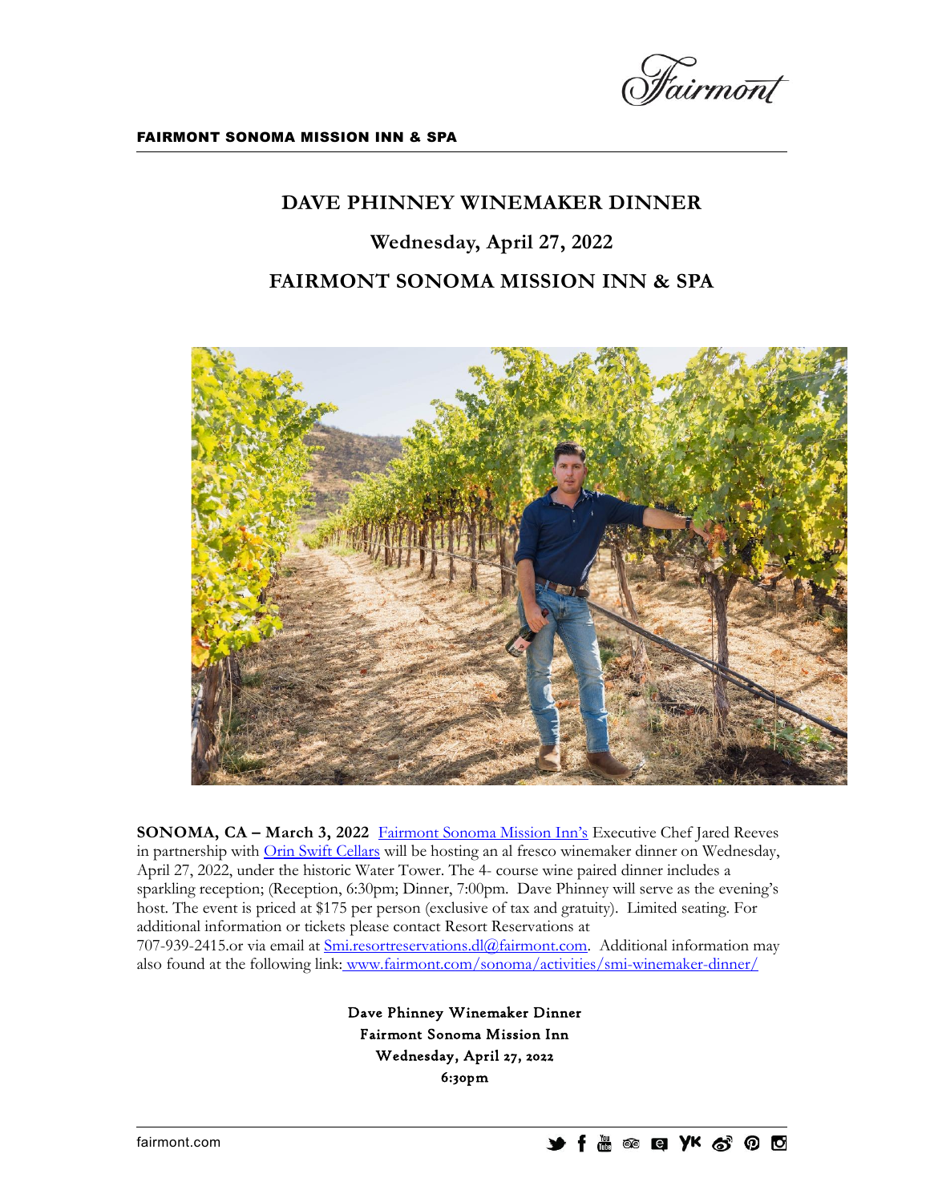**FAIRMONT SONOMA MISSION INN & SPA**

# DAVE PHINNEY WINEMAKER DINNER

## Wednesday, April 27, 2022

## FAIRMONT SONOMA MISSION INN & SPA

**SONOMA, CA – March 3, 2022** Fairmont Sonoma Mission Inn's Executive Chef Jared Reeves in partnership with Orin Swift Cellars will be hosting an al fresco winemaker dinner on Wednesday, April 27, 2022, under the historic Water Tower. The 4- course wine paired dinner includes a sparkling reception; (Reception, 6:30pm; Dinner, 7:00pm. Dave Phinney will serve as the evening's host. The event is priced at $175 per person (exclusive of tax and gratuity). Limited seating. For additional information or tickets please contact Resort Reservations at 707-939-2415.or via email at Smi.resortreservations.dl@fairmont.com. Additional information may also found at the following link: www.fairmont.com/sonoma/activities/smi-winemaker-dinner/

Dave Phinney Winemaker Dinner
Fairmont Sonoma Mission Inn
Wednesday, April 27, 2022
6:30pm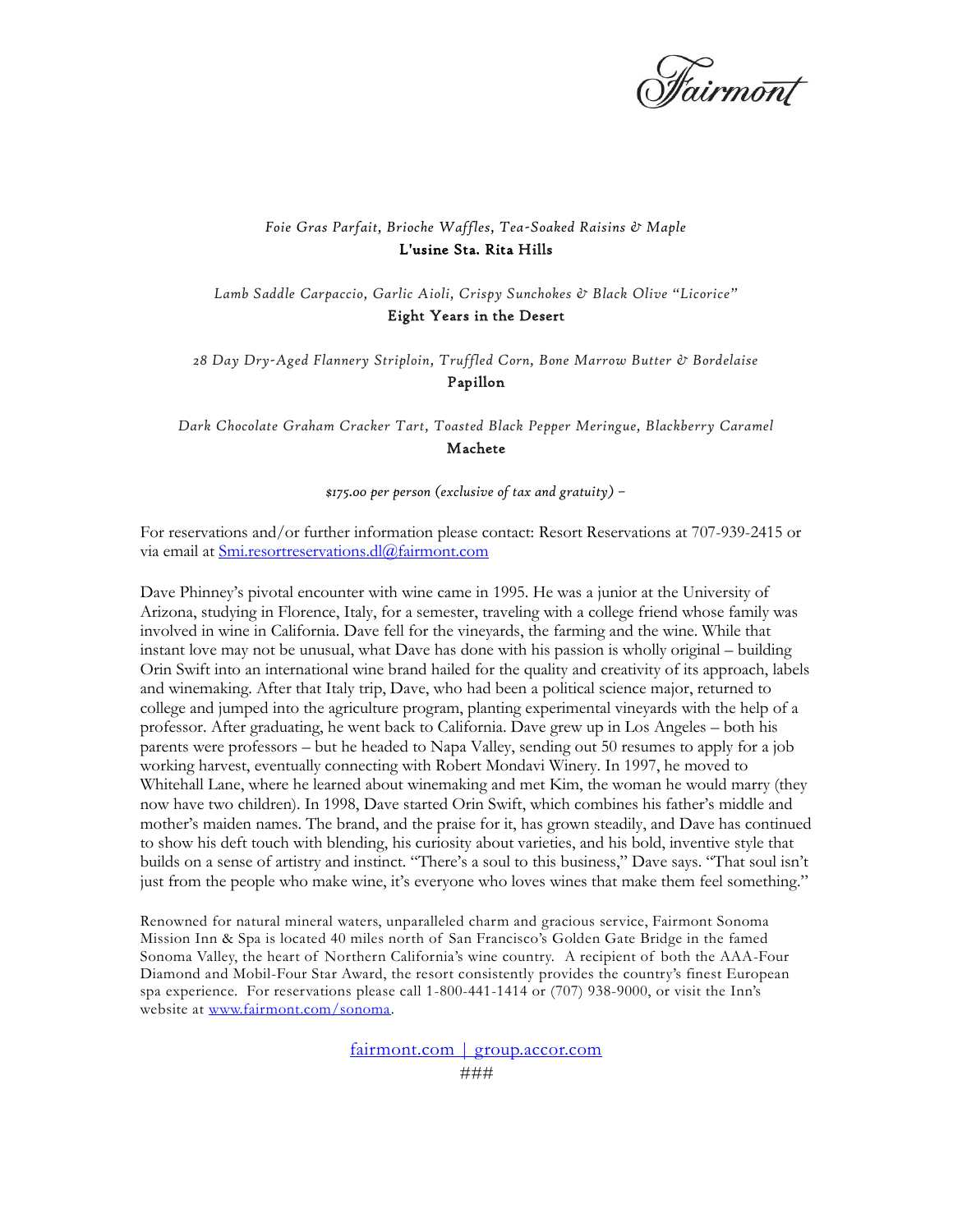*Foie Gras Parfait, Brioche Waffles, Tea-Soaked Raisins & Maple*
**L'usine Sta. Rita Hills**

*Lamb Saddle Carpaccio, Garlic Aioli, Crispy Sunchokes & Black Olive "Licorice"*
**Eight Years in the Desert**

*28 Day Dry-Aged Flannery Striploin, Truffled Corn, Bone Marrow Butter & Bordelaise*
**Papillon**

*Dark Chocolate Graham Cracker Tart, Toasted Black Pepper Meringue, Blackberry Caramel*
**Machete**

*$175.00 per person (exclusive of tax and gratuity) –*

For reservations and/or further information please contact: Resort Reservations at 707-939-2415 or via email at Smi.resortreservations.dl@fairmont.com

Dave Phinney's pivotal encounter with wine came in 1995. He was a junior at the University of Arizona, studying in Florence, Italy, for a semester, traveling with a college friend whose family was involved in wine in California. Dave fell for the vineyards, the farming and the wine. While that instant love may not be unusual, what Dave has done with his passion is wholly original – building Orin Swift into an international wine brand hailed for the quality and creativity of its approach, labels and winemaking. After that Italy trip, Dave, who had been a political science major, returned to college and jumped into the agriculture program, planting experimental vineyards with the help of a professor. After graduating, he went back to California. Dave grew up in Los Angeles – both his parents were professors – but he headed to Napa Valley, sending out 50 resumes to apply for a job working harvest, eventually connecting with Robert Mondavi Winery. In 1997, he moved to Whitehall Lane, where he learned about winemaking and met Kim, the woman he would marry (they now have two children). In 1998, Dave started Orin Swift, which combines his father's middle and mother's maiden names. The brand, and the praise for it, has grown steadily, and Dave has continued to show his deft touch with blending, his curiosity about varieties, and his bold, inventive style that builds on a sense of artistry and instinct. "There's a soul to this business," Dave says. "That soul isn't just from the people who make wine, it's everyone who loves wines that make them feel something."

Renowned for natural mineral waters, unparalleled charm and gracious service, Fairmont Sonoma Mission Inn & Spa is located 40 miles north of San Francisco's Golden Gate Bridge in the famed Sonoma Valley, the heart of Northern California's wine country. A recipient of both the AAA-Four Diamond and Mobil-Four Star Award, the resort consistently provides the country's finest European spa experience. For reservations please call 1-800-441-1414 or (707) 938-9000, or visit the Inn's website at www.fairmont.com/sonoma.

fairmont.com | group.accor.com

###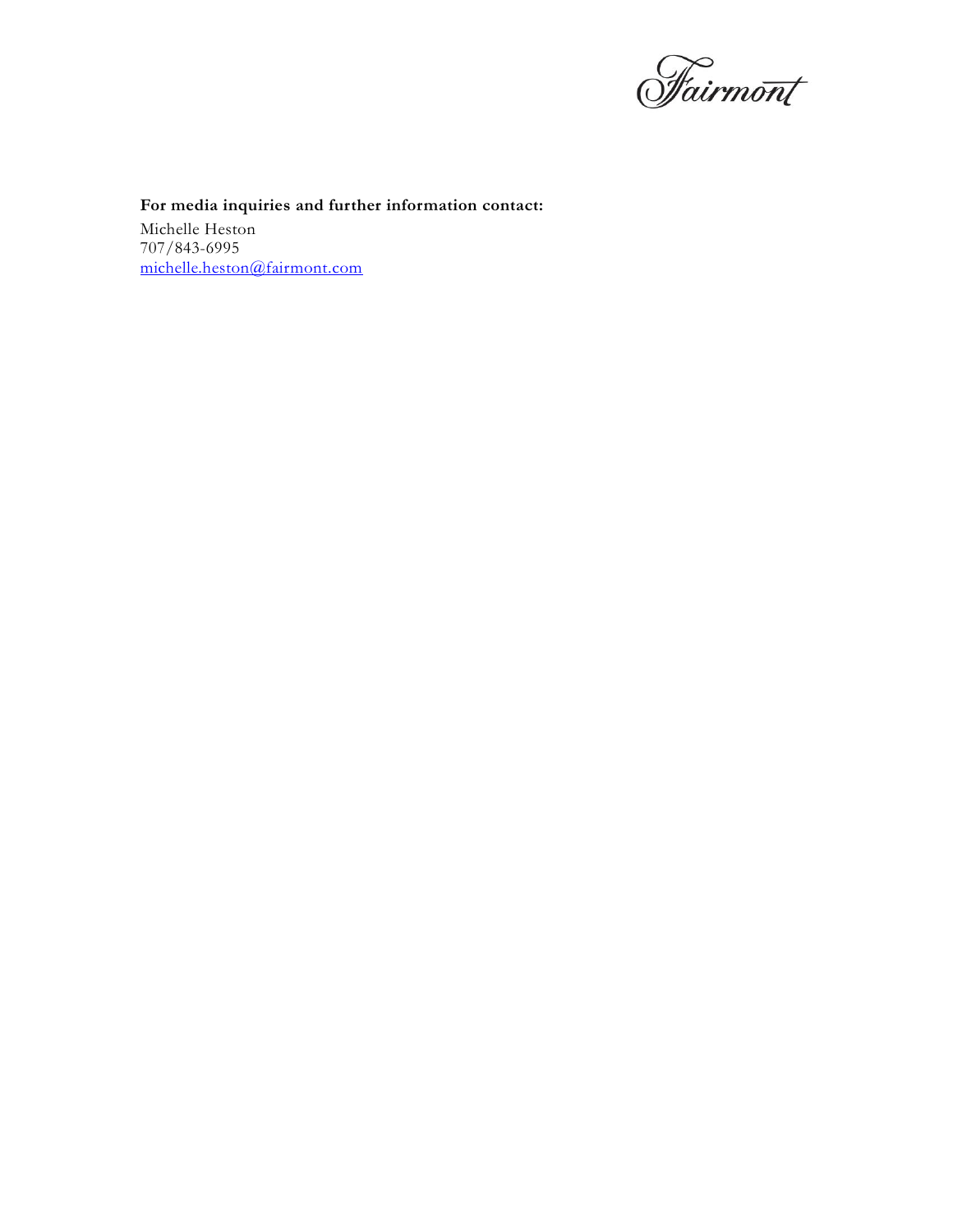**For media inquiries and further information contact:**

Michelle Heston
707/843-6995
michelle.heston@fairmont.com